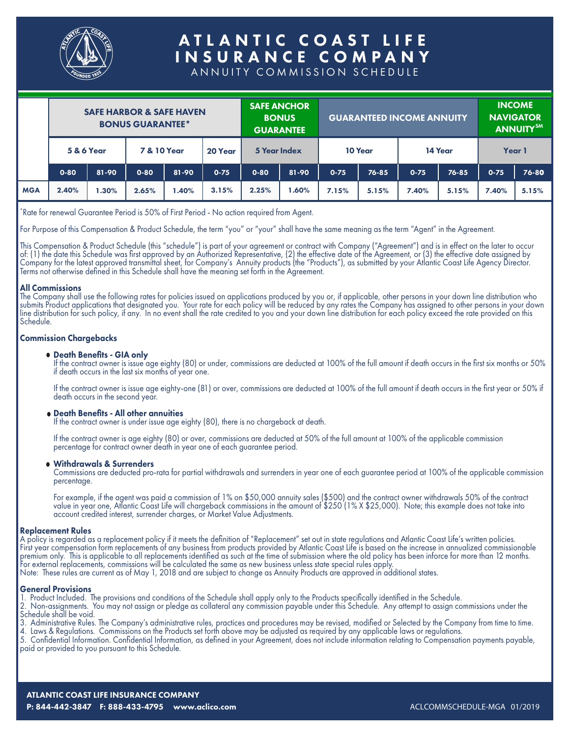# ATLANTIC COAST LIFE INSURANCE COMPANY

ANNUITY COMMISSION SCHEDULE

| | SAFE HARBOR & SAFE HAVEN BONUS GUARANTEE* | | | | | SAFE ANCHOR BONUS GUARANTEE | | GUARANTEED INCOME ANNUITY | | | | INCOME NAVIGATOR ANNUITY℠ | |
|---|---|---|---|---|---|---|---|---|---|---|---|---|---|
| | 5 & 6 Year | | 7 & 10 Year | | 20 Year | 5 Year Index | | 10 Year | | 14 Year | | Year 1 | |
| | 0-80 | 81-90 | 0-80 | 81-90 | 0-75 | 0-80 | 81-90 | 0-75 | 76-85 | 0-75 | 76-85 | 0-75 | 76-80 |
| MGA | 2.40% | 1.30% | 2.65% | 1.40% | 3.15% | 2.25% | 1.60% | 7.15% | 5.15% | 7.40% | 5.15% | 7.40% | 5.15% |

*Rate for renewal Guarantee Period is 50% of First Period - No action required from Agent.

For Purpose of this Compensation & Product Schedule, the term "you" or "your" shall have the same meaning as the term "Agent" in the Agreement.

This Compensation & Product Schedule (this "schedule") is part of your agreement or contract with Company ("Agreement") and is in effect on the later to occur of: (1) the date this Schedule was first approved by an Authorized Representative, (2) the effective date of the Agreement, or (3) the effective date assigned by Company for the latest approved transmittal sheet, for Company's Annuity products (the "Products"), as submitted by your Atlantic Coast Life Agency Director. Terms not otherwise defined in this Schedule shall have the meaning set forth in the Agreement.

### All Commissions

The Company shall use the following rates for policies issued on applications produced by you or, if applicable, other persons in your down line distribution who submits Product applications that designated you. Your rate for each policy will be reduced by any rates the Company has assigned to other persons in your down line distribution for such policy, if any. In no event shall the rate credited to you and your down line distribution for each policy exceed the rate provided on this Schedule.

### Commission Chargebacks

- **Death Benefits - GIA only**
  If the contract owner is issue age eighty (80) or under, commissions are deducted at 100% of the full amount if death occurs in the first six months or 50% if death occurs in the last six months of year one.

  If the contract owner is issue age eighty-one (81) or over, commissions are deducted at 100% of the full amount if death occurs in the first year or 50% if death occurs in the second year.

- **Death Benefits - All other annuities**
  If the contract owner is under issue age eighty (80), there is no chargeback at death.

  If the contract owner is age eighty (80) or over, commissions are deducted at 50% of the full amount at 100% of the applicable commission percentage for contract owner death in year one of each guarantee period.

- **Withdrawals & Surrenders**
  Commissions are deducted pro-rata for partial withdrawals and surrenders in year one of each guarantee period at 100% of the applicable commission percentage.

  For example, if the agent was paid a commission of 1% on $50,000 annuity sales ($500) and the contract owner withdrawals 50% of the contract value in year one, Atlantic Coast Life will chargeback commissions in the amount of $250 (1% X $25,000). Note; this example does not take into account credited interest, surrender charges, or Market Value Adjustments.

### Replacement Rules

A policy is regarded as a replacement policy if it meets the definition of "Replacement" set out in state regulations and Atlantic Coast Life's written policies. First year compensation form replacements of any business from products provided by Atlantic Coast Life is based on the increase in annualized commissionable premium only. This is applicable to all replacements identified as such at the time of submission where the old policy has been inforce for more than 12 months. For external replacements, commissions will be calculated the same as new business unless state special rules apply.
Note: These rules are current as of May 1, 2018 and are subject to change as Annuity Products are approved in additional states.

### General Provisions

1. Product Included. The provisions and conditions of the Schedule shall apply only to the Products specifically identified in the Schedule.
2. Non-assignments. You may not assign or pledge as collateral any commission payable under this Schedule. Any attempt to assign commissions under the Schedule shall be void.
3. Administrative Rules. The Company's administrative rules, practices and procedures may be revised, modified or Selected by the Company from time to time.
4. Laws & Regulations. Commissions on the Products set forth above may be adjusted as required by any applicable laws or regulations.
5. Confidential Information. Confidential Information, as defined in your Agreement, does not include information relating to Compensation payments payable, paid or provided to you pursuant to this Schedule.

**ATLANTIC COAST LIFE INSURANCE COMPANY**
**P: 844-442-3847 F: 888-433-4795 www.aclico.com**

ACLCOMMSCHEDULE-MGA 01/2019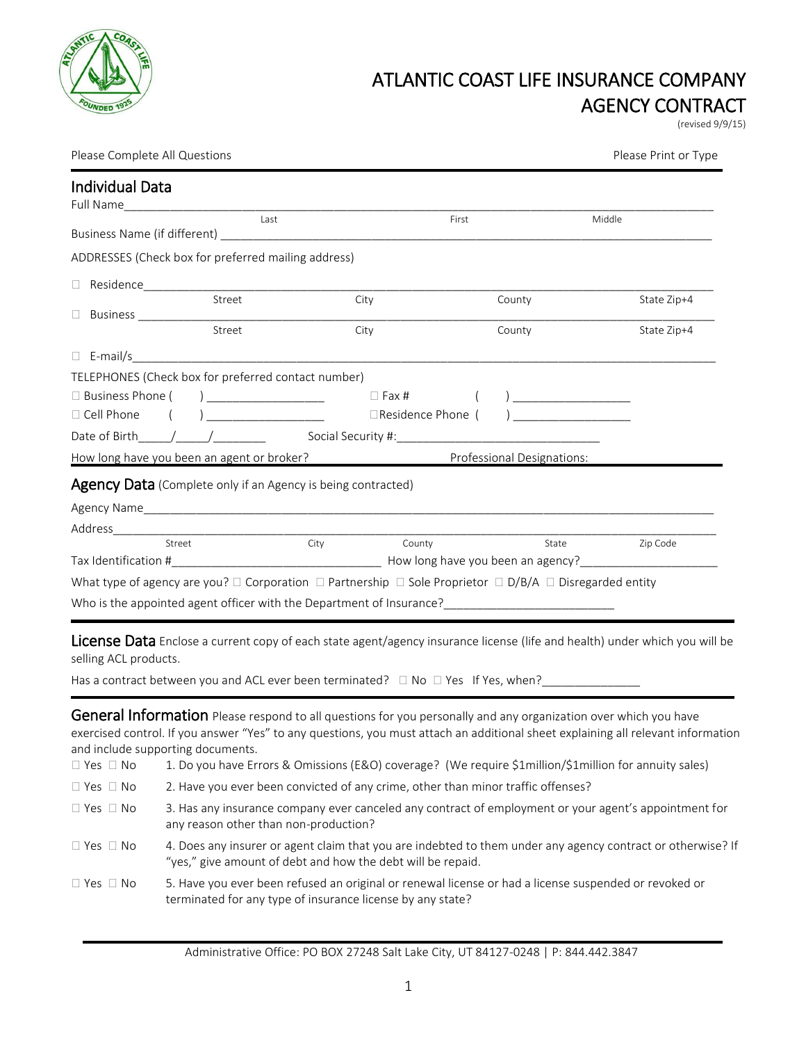# ATLANTIC COAST LIFE INSURANCE COMPANY
## AGENCY CONTRACT

(revised 9/9/15)

Please Complete All Questions — Please Print or Type

## Individual Data

Full Name______________________________________________________________________
Last — First — Middle

Business Name (if different) ______________________________________________________

ADDRESSES (Check box for preferred mailing address)

☐ Residence____________________________________________________________________
Street — City — County — State Zip+4

☐ Business ____________________________________________________________________
Street — City — County — State Zip+4

☐ E-mail/s_____________________________________________________________________

TELEPHONES (Check box for preferred contact number)

☐ Business Phone ( ) _________________ ☐ Fax # ( ) _________________

☐ Cell Phone ( ) _________________ ☐Residence Phone ( ) _________________

Date of Birth_____/_____/________ Social Security #:_____________________________

How long have you been an agent or broker? Professional Designations:

## Agency Data (Complete only if an Agency is being contracted)

Agency Name____________________________________________________________________

Address________________________________________________________________________
Street — City — County — State — Zip Code

Tax Identification #______________________________ How long have you been an agency?____________________

What type of agency are you? ☐ Corporation ☐ Partnership ☐ Sole Proprietor ☐ D/B/A ☐ Disregarded entity

Who is the appointed agent officer with the Department of Insurance?_________________________

## License Data

Enclose a current copy of each state agent/agency insurance license (life and health) under which you will be selling ACL products.

Has a contract between you and ACL ever been terminated? ☐ No ☐ Yes If Yes, when?______________

## General Information

Please respond to all questions for you personally and any organization over which you have exercised control. If you answer "Yes" to any questions, you must attach an additional sheet explaining all relevant information and include supporting documents.

☐ Yes ☐ No 1. Do you have Errors & Omissions (E&O) coverage? (We require $1million/$1million for annuity sales)

☐ Yes ☐ No 2. Have you ever been convicted of any crime, other than minor traffic offenses?

☐ Yes ☐ No 3. Has any insurance company ever canceled any contract of employment or your agent's appointment for any reason other than non-production?

☐ Yes ☐ No 4. Does any insurer or agent claim that you are indebted to them under any agency contract or otherwise? If "yes," give amount of debt and how the debt will be repaid.

☐ Yes ☐ No 5. Have you ever been refused an original or renewal license or had a license suspended or revoked or terminated for any type of insurance license by any state?

Administrative Office: PO BOX 27248 Salt Lake City, UT 84127-0248 | P: 844.442.3847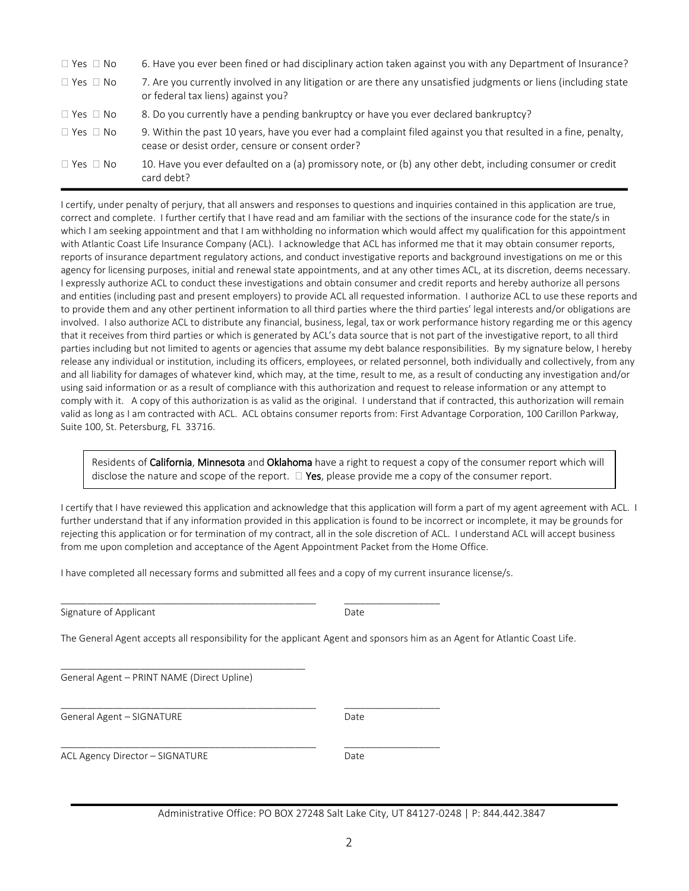☐ Yes ☐ No 6. Have you ever been fined or had disciplinary action taken against you with any Department of Insurance?

☐ Yes ☐ No 7. Are you currently involved in any litigation or are there any unsatisfied judgments or liens (including state or federal tax liens) against you?

☐ Yes ☐ No 8. Do you currently have a pending bankruptcy or have you ever declared bankruptcy?

☐ Yes ☐ No 9. Within the past 10 years, have you ever had a complaint filed against you that resulted in a fine, penalty, cease or desist order, censure or consent order?

☐ Yes ☐ No 10. Have you ever defaulted on a (a) promissory note, or (b) any other debt, including consumer or credit card debt?

---

I certify, under penalty of perjury, that all answers and responses to questions and inquiries contained in this application are true, correct and complete. I further certify that I have read and am familiar with the sections of the insurance code for the state/s in which I am seeking appointment and that I am withholding no information which would affect my qualification for this appointment with Atlantic Coast Life Insurance Company (ACL). I acknowledge that ACL has informed me that it may obtain consumer reports, reports of insurance department regulatory actions, and conduct investigative reports and background investigations on me or this agency for licensing purposes, initial and renewal state appointments, and at any other times ACL, at its discretion, deems necessary. I expressly authorize ACL to conduct these investigations and obtain consumer and credit reports and hereby authorize all persons and entities (including past and present employers) to provide ACL all requested information. I authorize ACL to use these reports and to provide them and any other pertinent information to all third parties where the third parties' legal interests and/or obligations are involved. I also authorize ACL to distribute any financial, business, legal, tax or work performance history regarding me or this agency that it receives from third parties or which is generated by ACL's data source that is not part of the investigative report, to all third parties including but not limited to agents or agencies that assume my debt balance responsibilities. By my signature below, I hereby release any individual or institution, including its officers, employees, or related personnel, both individually and collectively, from any and all liability for damages of whatever kind, which may, at the time, result to me, as a result of conducting any investigation and/or using said information or as a result of compliance with this authorization and request to release information or any attempt to comply with it. A copy of this authorization is as valid as the original. I understand that if contracted, this authorization will remain valid as long as I am contracted with ACL. ACL obtains consumer reports from: First Advantage Corporation, 100 Carillon Parkway, Suite 100, St. Petersburg, FL 33716.

Residents of **California**, **Minnesota** and **Oklahoma** have a right to request a copy of the consumer report which will disclose the nature and scope of the report. ☐ **Yes**, please provide me a copy of the consumer report.

I certify that I have reviewed this application and acknowledge that this application will form a part of my agent agreement with ACL. I further understand that if any information provided in this application is found to be incorrect or incomplete, it may be grounds for rejecting this application or for termination of my contract, all in the sole discretion of ACL. I understand ACL will accept business from me upon completion and acceptance of the Agent Appointment Packet from the Home Office.

I have completed all necessary forms and submitted all fees and a copy of my current insurance license/s.

_______________________________________________ ________________

Signature of Applicant Date

The General Agent accepts all responsibility for the applicant Agent and sponsors him as an Agent for Atlantic Coast Life.

_______________________________________________

General Agent – PRINT NAME (Direct Upline)

_______________________________________________ ________________

General Agent – SIGNATURE Date

_______________________________________________ ________________

ACL Agency Director – SIGNATURE Date

Administrative Office: PO BOX 27248 Salt Lake City, UT 84127-0248 | P: 844.442.3847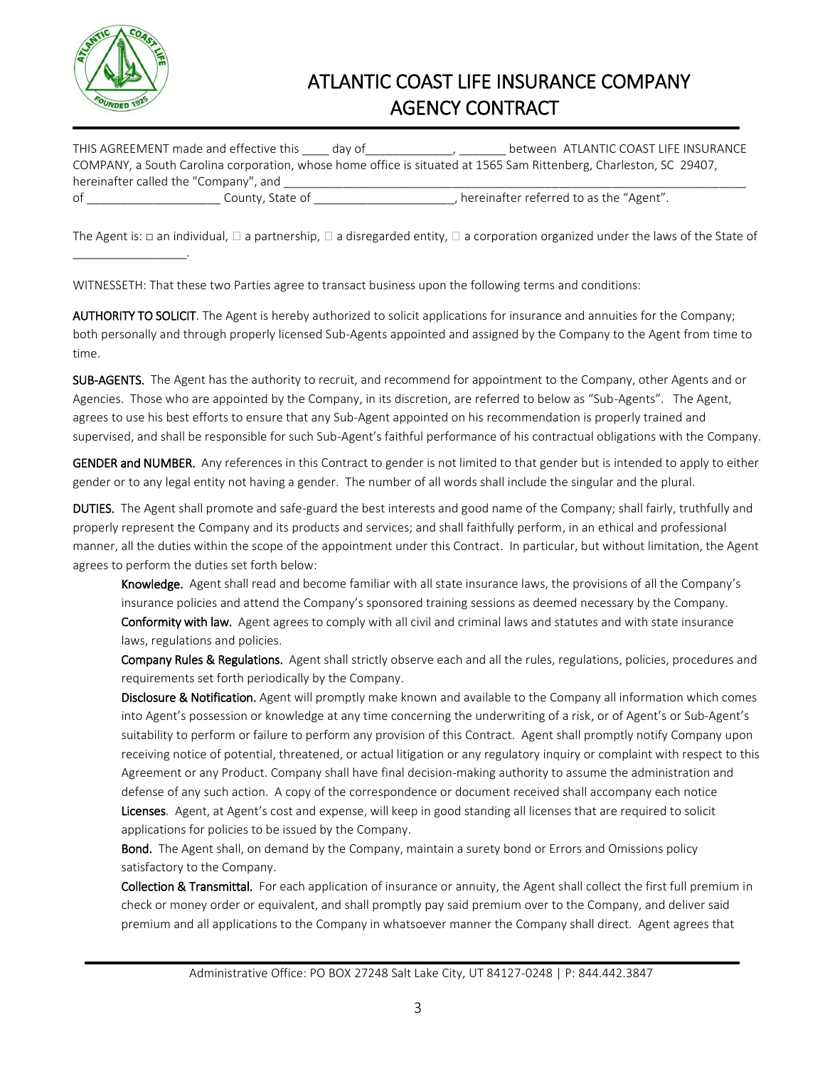# ATLANTIC COAST LIFE INSURANCE COMPANY AGENCY CONTRACT

THIS AGREEMENT made and effective this ____ day of_____________, _______ between ATLANTIC COAST LIFE INSURANCE COMPANY, a South Carolina corporation, whose home office is situated at 1565 Sam Rittenberg, Charleston, SC 29407, hereinafter called the "Company", and ___________________________________________________________________________ of ____________________ County, State of ____________________, hereinafter referred to as the "Agent".

The Agent is: ☐ an individual, ☐ a partnership, ☐ a disregarded entity, ☐ a corporation organized under the laws of the State of _________________.

WITNESSETH: That these two Parties agree to transact business upon the following terms and conditions:

**AUTHORITY TO SOLICIT**. The Agent is hereby authorized to solicit applications for insurance and annuities for the Company; both personally and through properly licensed Sub-Agents appointed and assigned by the Company to the Agent from time to time.

**SUB-AGENTS.** The Agent has the authority to recruit, and recommend for appointment to the Company, other Agents and or Agencies. Those who are appointed by the Company, in its discretion, are referred to below as "Sub-Agents". The Agent, agrees to use his best efforts to ensure that any Sub-Agent appointed on his recommendation is properly trained and supervised, and shall be responsible for such Sub-Agent's faithful performance of his contractual obligations with the Company.

**GENDER and NUMBER.** Any references in this Contract to gender is not limited to that gender but is intended to apply to either gender or to any legal entity not having a gender. The number of all words shall include the singular and the plural.

**DUTIES.** The Agent shall promote and safe-guard the best interests and good name of the Company; shall fairly, truthfully and properly represent the Company and its products and services; and shall faithfully perform, in an ethical and professional manner, all the duties within the scope of the appointment under this Contract. In particular, but without limitation, the Agent agrees to perform the duties set forth below:

**Knowledge.** Agent shall read and become familiar with all state insurance laws, the provisions of all the Company's insurance policies and attend the Company's sponsored training sessions as deemed necessary by the Company.

**Conformity with law.** Agent agrees to comply with all civil and criminal laws and statutes and with state insurance laws, regulations and policies.

**Company Rules & Regulations.** Agent shall strictly observe each and all the rules, regulations, policies, procedures and requirements set forth periodically by the Company.

**Disclosure & Notification.** Agent will promptly make known and available to the Company all information which comes into Agent's possession or knowledge at any time concerning the underwriting of a risk, or of Agent's or Sub-Agent's suitability to perform or failure to perform any provision of this Contract. Agent shall promptly notify Company upon receiving notice of potential, threatened, or actual litigation or any regulatory inquiry or complaint with respect to this Agreement or any Product. Company shall have final decision-making authority to assume the administration and defense of any such action. A copy of the correspondence or document received shall accompany each notice

**Licenses**. Agent, at Agent's cost and expense, will keep in good standing all licenses that are required to solicit applications for policies to be issued by the Company.

**Bond.** The Agent shall, on demand by the Company, maintain a surety bond or Errors and Omissions policy satisfactory to the Company.

**Collection & Transmittal.** For each application of insurance or annuity, the Agent shall collect the first full premium in check or money order or equivalent, and shall promptly pay said premium over to the Company, and deliver said premium and all applications to the Company in whatsoever manner the Company shall direct. Agent agrees that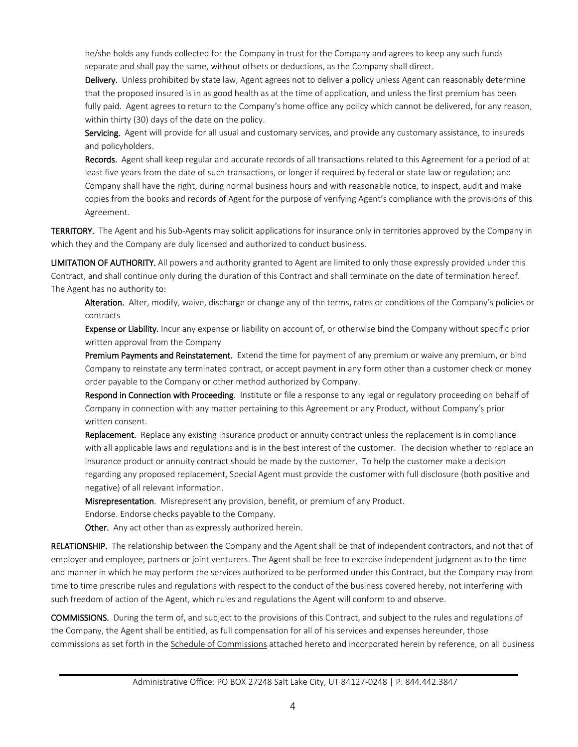he/she holds any funds collected for the Company in trust for the Company and agrees to keep any such funds separate and shall pay the same, without offsets or deductions, as the Company shall direct.

**Delivery.** Unless prohibited by state law, Agent agrees not to deliver a policy unless Agent can reasonably determine that the proposed insured is in as good health as at the time of application, and unless the first premium has been fully paid. Agent agrees to return to the Company's home office any policy which cannot be delivered, for any reason, within thirty (30) days of the date on the policy.

**Servicing.** Agent will provide for all usual and customary services, and provide any customary assistance, to insureds and policyholders.

**Records.** Agent shall keep regular and accurate records of all transactions related to this Agreement for a period of at least five years from the date of such transactions, or longer if required by federal or state law or regulation; and Company shall have the right, during normal business hours and with reasonable notice, to inspect, audit and make copies from the books and records of Agent for the purpose of verifying Agent's compliance with the provisions of this Agreement.

**TERRITORY.** The Agent and his Sub-Agents may solicit applications for insurance only in territories approved by the Company in which they and the Company are duly licensed and authorized to conduct business.

**LIMITATION OF AUTHORITY.** All powers and authority granted to Agent are limited to only those expressly provided under this Contract, and shall continue only during the duration of this Contract and shall terminate on the date of termination hereof. The Agent has no authority to:

**Alteration.** Alter, modify, waive, discharge or change any of the terms, rates or conditions of the Company's policies or contracts

**Expense or Liability.** Incur any expense or liability on account of, or otherwise bind the Company without specific prior written approval from the Company

**Premium Payments and Reinstatement.** Extend the time for payment of any premium or waive any premium, or bind Company to reinstate any terminated contract, or accept payment in any form other than a customer check or money order payable to the Company or other method authorized by Company.

**Respond in Connection with Proceeding**. Institute or file a response to any legal or regulatory proceeding on behalf of Company in connection with any matter pertaining to this Agreement or any Product, without Company's prior written consent.

**Replacement.** Replace any existing insurance product or annuity contract unless the replacement is in compliance with all applicable laws and regulations and is in the best interest of the customer. The decision whether to replace an insurance product or annuity contract should be made by the customer. To help the customer make a decision regarding any proposed replacement, Special Agent must provide the customer with full disclosure (both positive and negative) of all relevant information.

**Misrepresentation**. Misrepresent any provision, benefit, or premium of any Product.

Endorse. Endorse checks payable to the Company.

**Other.** Any act other than as expressly authorized herein.

**RELATIONSHIP.** The relationship between the Company and the Agent shall be that of independent contractors, and not that of employer and employee, partners or joint venturers. The Agent shall be free to exercise independent judgment as to the time and manner in which he may perform the services authorized to be performed under this Contract, but the Company may from time to time prescribe rules and regulations with respect to the conduct of the business covered hereby, not interfering with such freedom of action of the Agent, which rules and regulations the Agent will conform to and observe.

**COMMISSIONS.** During the term of, and subject to the provisions of this Contract, and subject to the rules and regulations of the Company, the Agent shall be entitled, as full compensation for all of his services and expenses hereunder, those commissions as set forth in the Schedule of Commissions attached hereto and incorporated herein by reference, on all business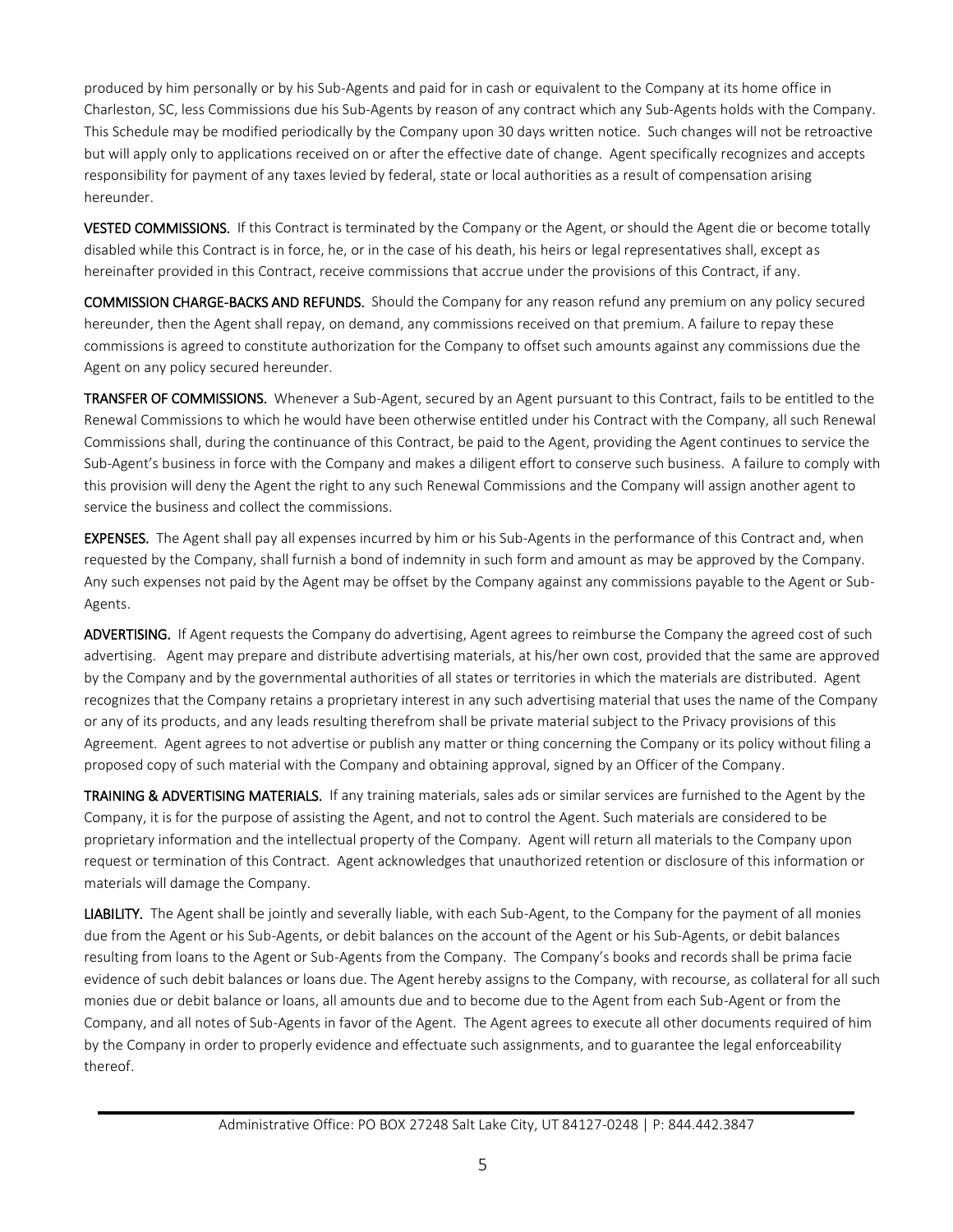produced by him personally or by his Sub-Agents and paid for in cash or equivalent to the Company at its home office in Charleston, SC, less Commissions due his Sub-Agents by reason of any contract which any Sub-Agents holds with the Company. This Schedule may be modified periodically by the Company upon 30 days written notice. Such changes will not be retroactive but will apply only to applications received on or after the effective date of change. Agent specifically recognizes and accepts responsibility for payment of any taxes levied by federal, state or local authorities as a result of compensation arising hereunder.

**VESTED COMMISSIONS.** If this Contract is terminated by the Company or the Agent, or should the Agent die or become totally disabled while this Contract is in force, he, or in the case of his death, his heirs or legal representatives shall, except as hereinafter provided in this Contract, receive commissions that accrue under the provisions of this Contract, if any.

**COMMISSION CHARGE-BACKS AND REFUNDS.** Should the Company for any reason refund any premium on any policy secured hereunder, then the Agent shall repay, on demand, any commissions received on that premium. A failure to repay these commissions is agreed to constitute authorization for the Company to offset such amounts against any commissions due the Agent on any policy secured hereunder.

**TRANSFER OF COMMISSIONS.** Whenever a Sub-Agent, secured by an Agent pursuant to this Contract, fails to be entitled to the Renewal Commissions to which he would have been otherwise entitled under his Contract with the Company, all such Renewal Commissions shall, during the continuance of this Contract, be paid to the Agent, providing the Agent continues to service the Sub-Agent's business in force with the Company and makes a diligent effort to conserve such business. A failure to comply with this provision will deny the Agent the right to any such Renewal Commissions and the Company will assign another agent to service the business and collect the commissions.

**EXPENSES.** The Agent shall pay all expenses incurred by him or his Sub-Agents in the performance of this Contract and, when requested by the Company, shall furnish a bond of indemnity in such form and amount as may be approved by the Company. Any such expenses not paid by the Agent may be offset by the Company against any commissions payable to the Agent or Sub-Agents.

**ADVERTISING.** If Agent requests the Company do advertising, Agent agrees to reimburse the Company the agreed cost of such advertising. Agent may prepare and distribute advertising materials, at his/her own cost, provided that the same are approved by the Company and by the governmental authorities of all states or territories in which the materials are distributed. Agent recognizes that the Company retains a proprietary interest in any such advertising material that uses the name of the Company or any of its products, and any leads resulting therefrom shall be private material subject to the Privacy provisions of this Agreement. Agent agrees to not advertise or publish any matter or thing concerning the Company or its policy without filing a proposed copy of such material with the Company and obtaining approval, signed by an Officer of the Company.

**TRAINING & ADVERTISING MATERIALS.** If any training materials, sales ads or similar services are furnished to the Agent by the Company, it is for the purpose of assisting the Agent, and not to control the Agent. Such materials are considered to be proprietary information and the intellectual property of the Company. Agent will return all materials to the Company upon request or termination of this Contract. Agent acknowledges that unauthorized retention or disclosure of this information or materials will damage the Company.

**LIABILITY.** The Agent shall be jointly and severally liable, with each Sub-Agent, to the Company for the payment of all monies due from the Agent or his Sub-Agents, or debit balances on the account of the Agent or his Sub-Agents, or debit balances resulting from loans to the Agent or Sub-Agents from the Company. The Company's books and records shall be prima facie evidence of such debit balances or loans due. The Agent hereby assigns to the Company, with recourse, as collateral for all such monies due or debit balance or loans, all amounts due and to become due to the Agent from each Sub-Agent or from the Company, and all notes of Sub-Agents in favor of the Agent. The Agent agrees to execute all other documents required of him by the Company in order to properly evidence and effectuate such assignments, and to guarantee the legal enforceability thereof.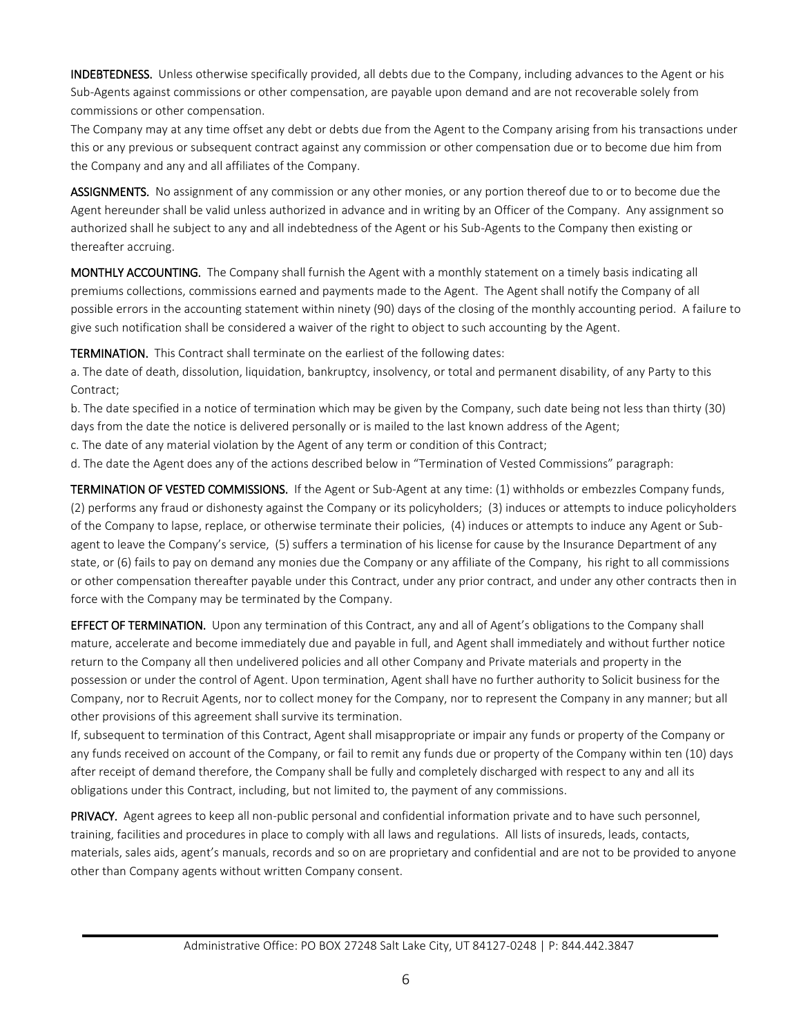**INDEBTEDNESS.** Unless otherwise specifically provided, all debts due to the Company, including advances to the Agent or his Sub-Agents against commissions or other compensation, are payable upon demand and are not recoverable solely from commissions or other compensation.

The Company may at any time offset any debt or debts due from the Agent to the Company arising from his transactions under this or any previous or subsequent contract against any commission or other compensation due or to become due him from the Company and any and all affiliates of the Company.

**ASSIGNMENTS.** No assignment of any commission or any other monies, or any portion thereof due to or to become due the Agent hereunder shall be valid unless authorized in advance and in writing by an Officer of the Company. Any assignment so authorized shall he subject to any and all indebtedness of the Agent or his Sub-Agents to the Company then existing or thereafter accruing.

**MONTHLY ACCOUNTING.** The Company shall furnish the Agent with a monthly statement on a timely basis indicating all premiums collections, commissions earned and payments made to the Agent. The Agent shall notify the Company of all possible errors in the accounting statement within ninety (90) days of the closing of the monthly accounting period. A failure to give such notification shall be considered a waiver of the right to object to such accounting by the Agent.

**TERMINATION.** This Contract shall terminate on the earliest of the following dates:

a. The date of death, dissolution, liquidation, bankruptcy, insolvency, or total and permanent disability, of any Party to this Contract;

b. The date specified in a notice of termination which may be given by the Company, such date being not less than thirty (30) days from the date the notice is delivered personally or is mailed to the last known address of the Agent;

c. The date of any material violation by the Agent of any term or condition of this Contract;

d. The date the Agent does any of the actions described below in "Termination of Vested Commissions" paragraph:

**TERMINATION OF VESTED COMMISSIONS.** If the Agent or Sub-Agent at any time: (1) withholds or embezzles Company funds, (2) performs any fraud or dishonesty against the Company or its policyholders; (3) induces or attempts to induce policyholders of the Company to lapse, replace, or otherwise terminate their policies, (4) induces or attempts to induce any Agent or Sub-agent to leave the Company's service, (5) suffers a termination of his license for cause by the Insurance Department of any state, or (6) fails to pay on demand any monies due the Company or any affiliate of the Company, his right to all commissions or other compensation thereafter payable under this Contract, under any prior contract, and under any other contracts then in force with the Company may be terminated by the Company.

**EFFECT OF TERMINATION.** Upon any termination of this Contract, any and all of Agent's obligations to the Company shall mature, accelerate and become immediately due and payable in full, and Agent shall immediately and without further notice return to the Company all then undelivered policies and all other Company and Private materials and property in the possession or under the control of Agent. Upon termination, Agent shall have no further authority to Solicit business for the Company, nor to Recruit Agents, nor to collect money for the Company, nor to represent the Company in any manner; but all other provisions of this agreement shall survive its termination.

If, subsequent to termination of this Contract, Agent shall misappropriate or impair any funds or property of the Company or any funds received on account of the Company, or fail to remit any funds due or property of the Company within ten (10) days after receipt of demand therefore, the Company shall be fully and completely discharged with respect to any and all its obligations under this Contract, including, but not limited to, the payment of any commissions.

**PRIVACY.** Agent agrees to keep all non-public personal and confidential information private and to have such personnel, training, facilities and procedures in place to comply with all laws and regulations. All lists of insureds, leads, contacts, materials, sales aids, agent's manuals, records and so on are proprietary and confidential and are not to be provided to anyone other than Company agents without written Company consent.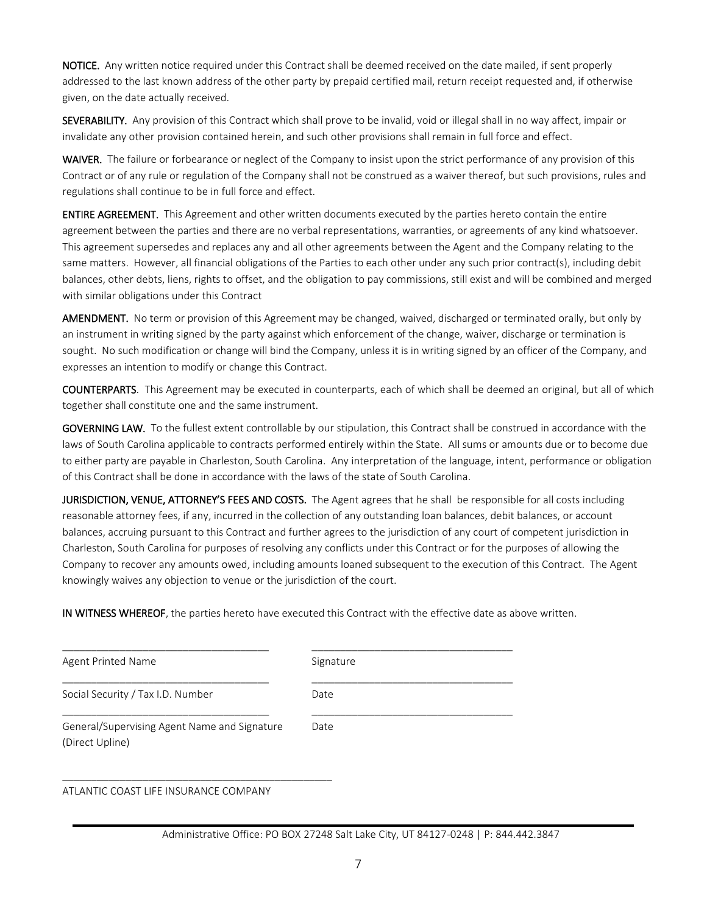**NOTICE.** Any written notice required under this Contract shall be deemed received on the date mailed, if sent properly addressed to the last known address of the other party by prepaid certified mail, return receipt requested and, if otherwise given, on the date actually received.

**SEVERABILITY.** Any provision of this Contract which shall prove to be invalid, void or illegal shall in no way affect, impair or invalidate any other provision contained herein, and such other provisions shall remain in full force and effect.

**WAIVER.** The failure or forbearance or neglect of the Company to insist upon the strict performance of any provision of this Contract or of any rule or regulation of the Company shall not be construed as a waiver thereof, but such provisions, rules and regulations shall continue to be in full force and effect.

**ENTIRE AGREEMENT.** This Agreement and other written documents executed by the parties hereto contain the entire agreement between the parties and there are no verbal representations, warranties, or agreements of any kind whatsoever. This agreement supersedes and replaces any and all other agreements between the Agent and the Company relating to the same matters. However, all financial obligations of the Parties to each other under any such prior contract(s), including debit balances, other debts, liens, rights to offset, and the obligation to pay commissions, still exist and will be combined and merged with similar obligations under this Contract

**AMENDMENT.** No term or provision of this Agreement may be changed, waived, discharged or terminated orally, but only by an instrument in writing signed by the party against which enforcement of the change, waiver, discharge or termination is sought. No such modification or change will bind the Company, unless it is in writing signed by an officer of the Company, and expresses an intention to modify or change this Contract.

**COUNTERPARTS**. This Agreement may be executed in counterparts, each of which shall be deemed an original, but all of which together shall constitute one and the same instrument.

**GOVERNING LAW.** To the fullest extent controllable by our stipulation, this Contract shall be construed in accordance with the laws of South Carolina applicable to contracts performed entirely within the State. All sums or amounts due or to become due to either party are payable in Charleston, South Carolina. Any interpretation of the language, intent, performance or obligation of this Contract shall be done in accordance with the laws of the state of South Carolina.

**JURISDICTION, VENUE, ATTORNEY'S FEES AND COSTS.** The Agent agrees that he shall be responsible for all costs including reasonable attorney fees, if any, incurred in the collection of any outstanding loan balances, debit balances, or account balances, accruing pursuant to this Contract and further agrees to the jurisdiction of any court of competent jurisdiction in Charleston, South Carolina for purposes of resolving any conflicts under this Contract or for the purposes of allowing the Company to recover any amounts owed, including amounts loaned subsequent to the execution of this Contract. The Agent knowingly waives any objection to venue or the jurisdiction of the court.

**IN WITNESS WHEREOF**, the parties hereto have executed this Contract with the effective date as above written.

_____________________________________ _____________________________________

Agent Printed Name Signature

_____________________________________ _____________________________________

Social Security / Tax I.D. Number Date

_____________________________________ _____________________________________

General/Supervising Agent Name and Signature (Direct Upline) Date

_________________________________________________

ATLANTIC COAST LIFE INSURANCE COMPANY

Administrative Office: PO BOX 27248 Salt Lake City, UT 84127-0248 | P: 844.442.3847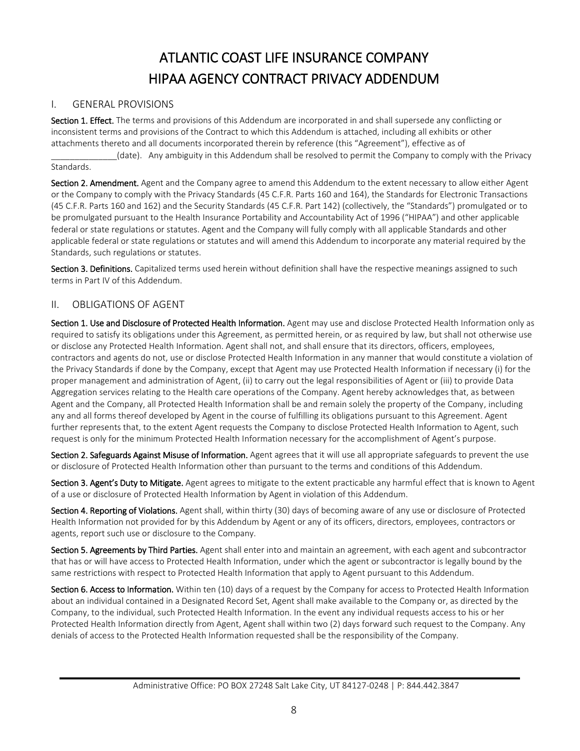# ATLANTIC COAST LIFE INSURANCE COMPANY
# HIPAA AGENCY CONTRACT PRIVACY ADDENDUM

## I. GENERAL PROVISIONS

**Section 1. Effect.** The terms and provisions of this Addendum are incorporated in and shall supersede any conflicting or inconsistent terms and provisions of the Contract to which this Addendum is attached, including all exhibits or other attachments thereto and all documents incorporated therein by reference (this "Agreement"), effective as of ______________(date). Any ambiguity in this Addendum shall be resolved to permit the Company to comply with the Privacy Standards.

**Section 2. Amendment.** Agent and the Company agree to amend this Addendum to the extent necessary to allow either Agent or the Company to comply with the Privacy Standards (45 C.F.R. Parts 160 and 164), the Standards for Electronic Transactions (45 C.F.R. Parts 160 and 162) and the Security Standards (45 C.F.R. Part 142) (collectively, the "Standards") promulgated or to be promulgated pursuant to the Health Insurance Portability and Accountability Act of 1996 ("HIPAA") and other applicable federal or state regulations or statutes. Agent and the Company will fully comply with all applicable Standards and other applicable federal or state regulations or statutes and will amend this Addendum to incorporate any material required by the Standards, such regulations or statutes.

**Section 3. Definitions.** Capitalized terms used herein without definition shall have the respective meanings assigned to such terms in Part IV of this Addendum.

## II. OBLIGATIONS OF AGENT

**Section 1. Use and Disclosure of Protected Health Information.** Agent may use and disclose Protected Health Information only as required to satisfy its obligations under this Agreement, as permitted herein, or as required by law, but shall not otherwise use or disclose any Protected Health Information. Agent shall not, and shall ensure that its directors, officers, employees, contractors and agents do not, use or disclose Protected Health Information in any manner that would constitute a violation of the Privacy Standards if done by the Company, except that Agent may use Protected Health Information if necessary (i) for the proper management and administration of Agent, (ii) to carry out the legal responsibilities of Agent or (iii) to provide Data Aggregation services relating to the Health care operations of the Company. Agent hereby acknowledges that, as between Agent and the Company, all Protected Health Information shall be and remain solely the property of the Company, including any and all forms thereof developed by Agent in the course of fulfilling its obligations pursuant to this Agreement. Agent further represents that, to the extent Agent requests the Company to disclose Protected Health Information to Agent, such request is only for the minimum Protected Health Information necessary for the accomplishment of Agent's purpose.

**Section 2. Safeguards Against Misuse of Information.** Agent agrees that it will use all appropriate safeguards to prevent the use or disclosure of Protected Health Information other than pursuant to the terms and conditions of this Addendum.

**Section 3. Agent's Duty to Mitigate.** Agent agrees to mitigate to the extent practicable any harmful effect that is known to Agent of a use or disclosure of Protected Health Information by Agent in violation of this Addendum.

**Section 4. Reporting of Violations.** Agent shall, within thirty (30) days of becoming aware of any use or disclosure of Protected Health Information not provided for by this Addendum by Agent or any of its officers, directors, employees, contractors or agents, report such use or disclosure to the Company.

**Section 5. Agreements by Third Parties.** Agent shall enter into and maintain an agreement, with each agent and subcontractor that has or will have access to Protected Health Information, under which the agent or subcontractor is legally bound by the same restrictions with respect to Protected Health Information that apply to Agent pursuant to this Addendum.

**Section 6. Access to Information.** Within ten (10) days of a request by the Company for access to Protected Health Information about an individual contained in a Designated Record Set, Agent shall make available to the Company or, as directed by the Company, to the individual, such Protected Health Information. In the event any individual requests access to his or her Protected Health Information directly from Agent, Agent shall within two (2) days forward such request to the Company. Any denials of access to the Protected Health Information requested shall be the responsibility of the Company.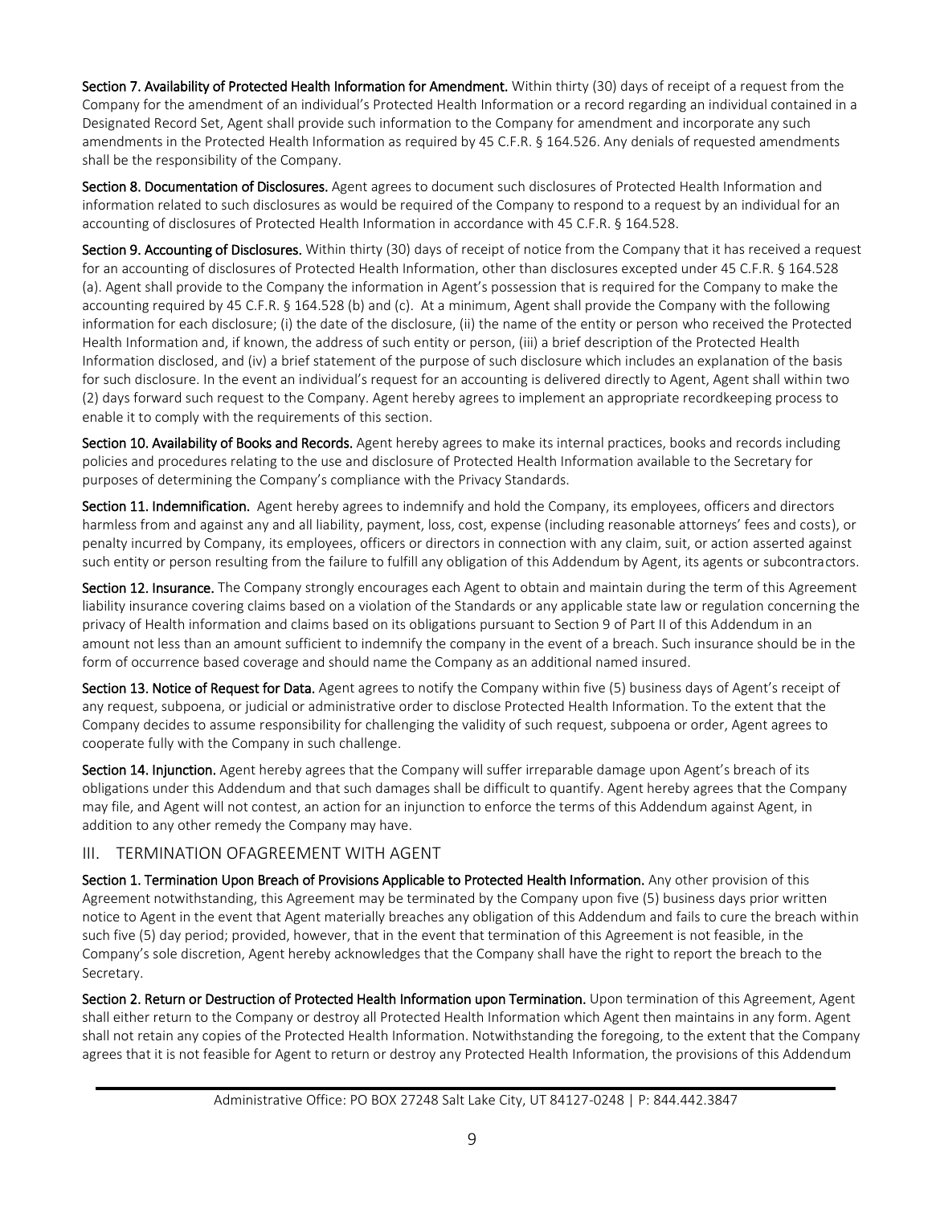**Section 7. Availability of Protected Health Information for Amendment.** Within thirty (30) days of receipt of a request from the Company for the amendment of an individual's Protected Health Information or a record regarding an individual contained in a Designated Record Set, Agent shall provide such information to the Company for amendment and incorporate any such amendments in the Protected Health Information as required by 45 C.F.R. § 164.526. Any denials of requested amendments shall be the responsibility of the Company.

**Section 8. Documentation of Disclosures.** Agent agrees to document such disclosures of Protected Health Information and information related to such disclosures as would be required of the Company to respond to a request by an individual for an accounting of disclosures of Protected Health Information in accordance with 45 C.F.R. § 164.528.

**Section 9. Accounting of Disclosures.** Within thirty (30) days of receipt of notice from the Company that it has received a request for an accounting of disclosures of Protected Health Information, other than disclosures excepted under 45 C.F.R. § 164.528 (a). Agent shall provide to the Company the information in Agent's possession that is required for the Company to make the accounting required by 45 C.F.R. § 164.528 (b) and (c). At a minimum, Agent shall provide the Company with the following information for each disclosure; (i) the date of the disclosure, (ii) the name of the entity or person who received the Protected Health Information and, if known, the address of such entity or person, (iii) a brief description of the Protected Health Information disclosed, and (iv) a brief statement of the purpose of such disclosure which includes an explanation of the basis for such disclosure. In the event an individual's request for an accounting is delivered directly to Agent, Agent shall within two (2) days forward such request to the Company. Agent hereby agrees to implement an appropriate recordkeeping process to enable it to comply with the requirements of this section.

**Section 10. Availability of Books and Records.** Agent hereby agrees to make its internal practices, books and records including policies and procedures relating to the use and disclosure of Protected Health Information available to the Secretary for purposes of determining the Company's compliance with the Privacy Standards.

**Section 11. Indemnification.** Agent hereby agrees to indemnify and hold the Company, its employees, officers and directors harmless from and against any and all liability, payment, loss, cost, expense (including reasonable attorneys' fees and costs), or penalty incurred by Company, its employees, officers or directors in connection with any claim, suit, or action asserted against such entity or person resulting from the failure to fulfill any obligation of this Addendum by Agent, its agents or subcontractors.

**Section 12. Insurance.** The Company strongly encourages each Agent to obtain and maintain during the term of this Agreement liability insurance covering claims based on a violation of the Standards or any applicable state law or regulation concerning the privacy of Health information and claims based on its obligations pursuant to Section 9 of Part II of this Addendum in an amount not less than an amount sufficient to indemnify the company in the event of a breach. Such insurance should be in the form of occurrence based coverage and should name the Company as an additional named insured.

**Section 13. Notice of Request for Data.** Agent agrees to notify the Company within five (5) business days of Agent's receipt of any request, subpoena, or judicial or administrative order to disclose Protected Health Information. To the extent that the Company decides to assume responsibility for challenging the validity of such request, subpoena or order, Agent agrees to cooperate fully with the Company in such challenge.

**Section 14. Injunction.** Agent hereby agrees that the Company will suffer irreparable damage upon Agent's breach of its obligations under this Addendum and that such damages shall be difficult to quantify. Agent hereby agrees that the Company may file, and Agent will not contest, an action for an injunction to enforce the terms of this Addendum against Agent, in addition to any other remedy the Company may have.

## III. TERMINATION OFAGREEMENT WITH AGENT

**Section 1. Termination Upon Breach of Provisions Applicable to Protected Health Information.** Any other provision of this Agreement notwithstanding, this Agreement may be terminated by the Company upon five (5) business days prior written notice to Agent in the event that Agent materially breaches any obligation of this Addendum and fails to cure the breach within such five (5) day period; provided, however, that in the event that termination of this Agreement is not feasible, in the Company's sole discretion, Agent hereby acknowledges that the Company shall have the right to report the breach to the Secretary.

**Section 2. Return or Destruction of Protected Health Information upon Termination.** Upon termination of this Agreement, Agent shall either return to the Company or destroy all Protected Health Information which Agent then maintains in any form. Agent shall not retain any copies of the Protected Health Information. Notwithstanding the foregoing, to the extent that the Company agrees that it is not feasible for Agent to return or destroy any Protected Health Information, the provisions of this Addendum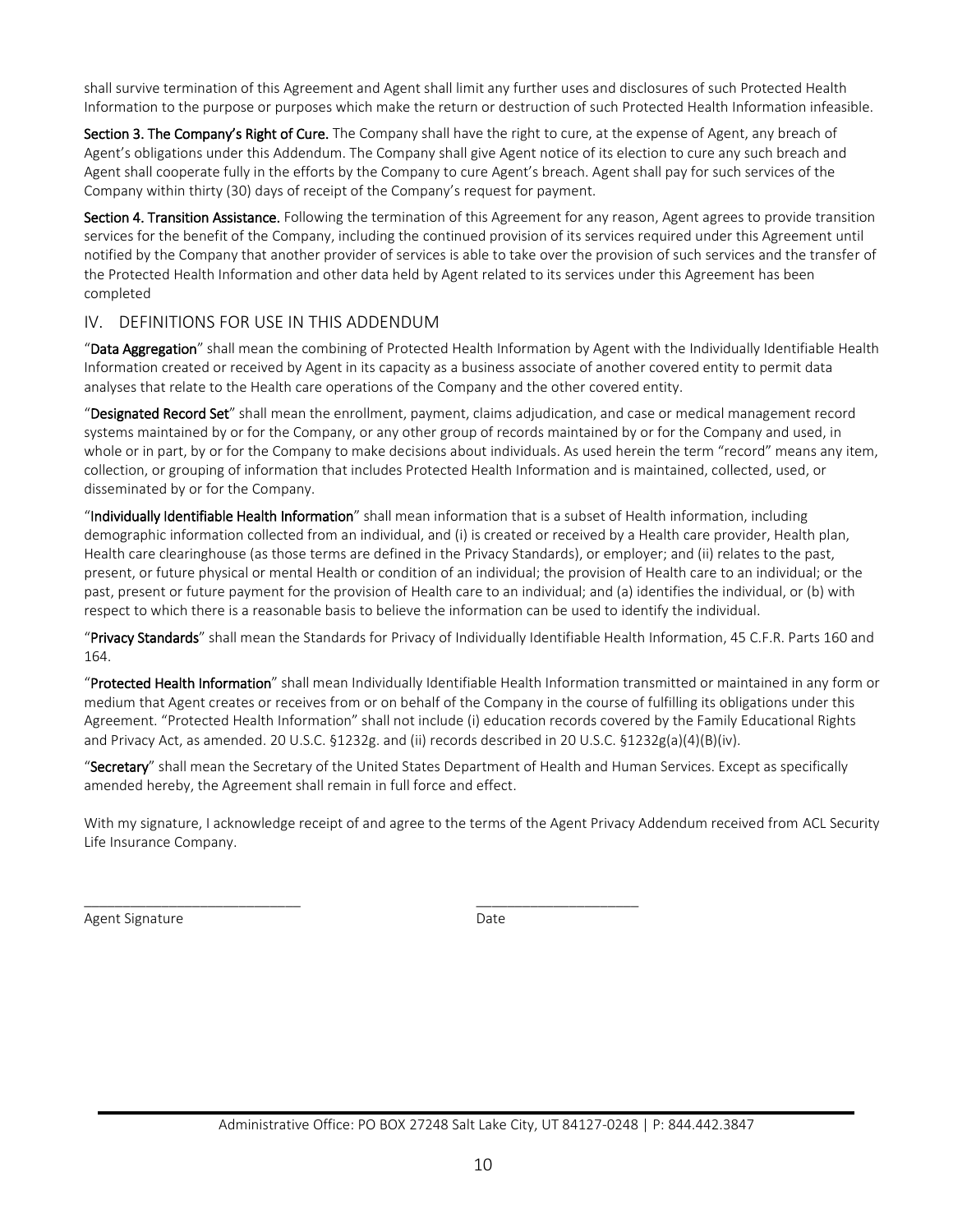shall survive termination of this Agreement and Agent shall limit any further uses and disclosures of such Protected Health Information to the purpose or purposes which make the return or destruction of such Protected Health Information infeasible.

**Section 3. The Company's Right of Cure.** The Company shall have the right to cure, at the expense of Agent, any breach of Agent's obligations under this Addendum. The Company shall give Agent notice of its election to cure any such breach and Agent shall cooperate fully in the efforts by the Company to cure Agent's breach. Agent shall pay for such services of the Company within thirty (30) days of receipt of the Company's request for payment.

**Section 4. Transition Assistance.** Following the termination of this Agreement for any reason, Agent agrees to provide transition services for the benefit of the Company, including the continued provision of its services required under this Agreement until notified by the Company that another provider of services is able to take over the provision of such services and the transfer of the Protected Health Information and other data held by Agent related to its services under this Agreement has been completed

## IV. DEFINITIONS FOR USE IN THIS ADDENDUM

"**Data Aggregation**" shall mean the combining of Protected Health Information by Agent with the Individually Identifiable Health Information created or received by Agent in its capacity as a business associate of another covered entity to permit data analyses that relate to the Health care operations of the Company and the other covered entity.

"**Designated Record Set**" shall mean the enrollment, payment, claims adjudication, and case or medical management record systems maintained by or for the Company, or any other group of records maintained by or for the Company and used, in whole or in part, by or for the Company to make decisions about individuals. As used herein the term "record" means any item, collection, or grouping of information that includes Protected Health Information and is maintained, collected, used, or disseminated by or for the Company.

"**Individually Identifiable Health Information**" shall mean information that is a subset of Health information, including demographic information collected from an individual, and (i) is created or received by a Health care provider, Health plan, Health care clearinghouse (as those terms are defined in the Privacy Standards), or employer; and (ii) relates to the past, present, or future physical or mental Health or condition of an individual; the provision of Health care to an individual; or the past, present or future payment for the provision of Health care to an individual; and (a) identifies the individual, or (b) with respect to which there is a reasonable basis to believe the information can be used to identify the individual.

"**Privacy Standards**" shall mean the Standards for Privacy of Individually Identifiable Health Information, 45 C.F.R. Parts 160 and 164.

"**Protected Health Information**" shall mean Individually Identifiable Health Information transmitted or maintained in any form or medium that Agent creates or receives from or on behalf of the Company in the course of fulfilling its obligations under this Agreement. "Protected Health Information" shall not include (i) education records covered by the Family Educational Rights and Privacy Act, as amended. 20 U.S.C. §1232g. and (ii) records described in 20 U.S.C. §1232g(a)(4)(B)(iv).

"**Secretary**" shall mean the Secretary of the United States Department of Health and Human Services. Except as specifically amended hereby, the Agreement shall remain in full force and effect.

With my signature, I acknowledge receipt of and agree to the terms of the Agent Privacy Addendum received from ACL Security Life Insurance Company.

\_\_\_\_\_\_\_\_\_\_\_\_\_\_\_\_\_\_\_\_\_\_\_\_\_\_\_\_ \_\_\_\_\_\_\_\_\_\_\_\_\_\_\_\_\_\_\_\_\_

Agent Signature Date

Administrative Office: PO BOX 27248 Salt Lake City, UT 84127-0248 | P: 844.442.3847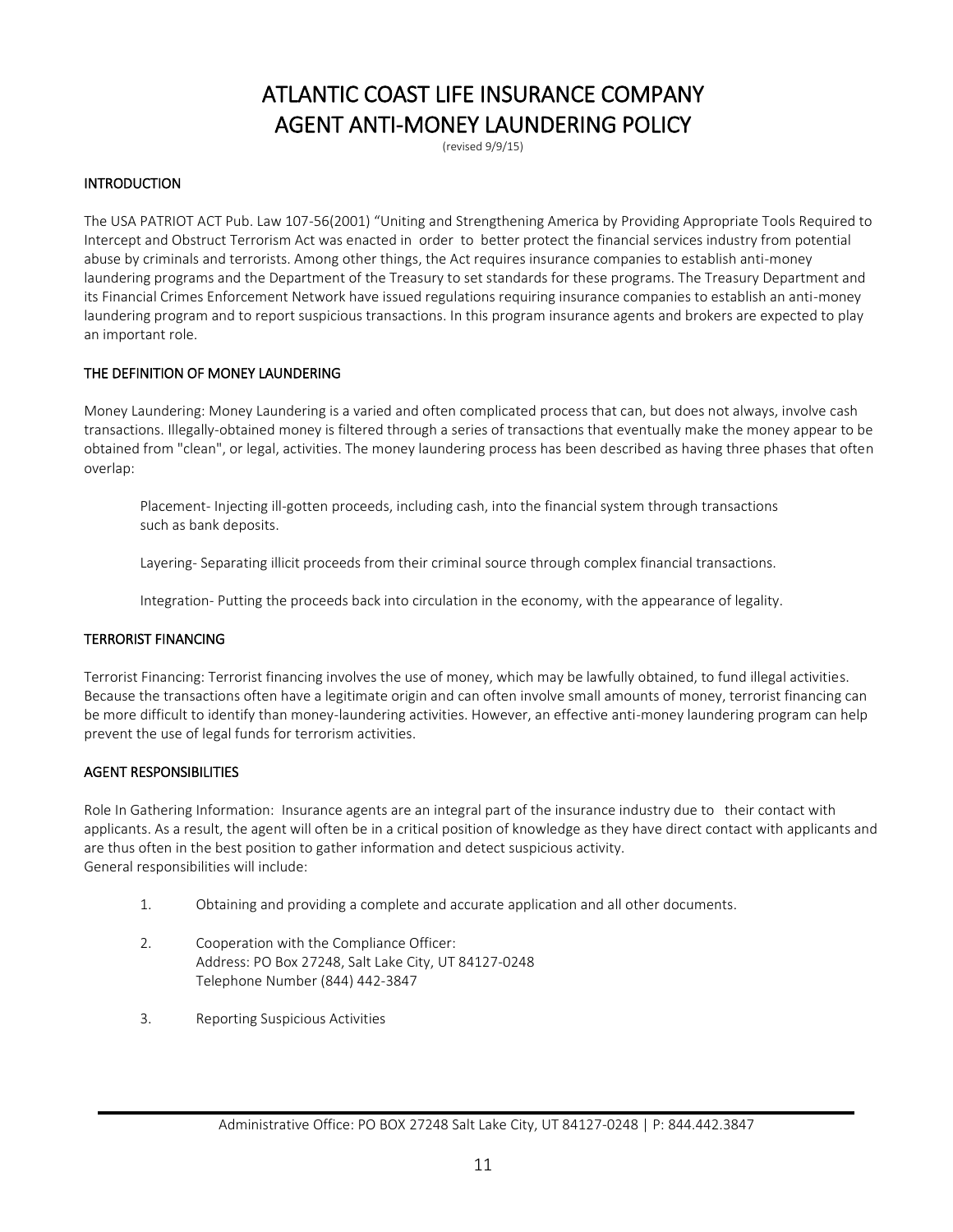# ATLANTIC COAST LIFE INSURANCE COMPANY
# AGENT ANTI-MONEY LAUNDERING POLICY

(revised 9/9/15)

## INTRODUCTION

The USA PATRIOT ACT Pub. Law 107-56(2001) "Uniting and Strengthening America by Providing Appropriate Tools Required to Intercept and Obstruct Terrorism Act was enacted in order to better protect the financial services industry from potential abuse by criminals and terrorists. Among other things, the Act requires insurance companies to establish anti-money laundering programs and the Department of the Treasury to set standards for these programs. The Treasury Department and its Financial Crimes Enforcement Network have issued regulations requiring insurance companies to establish an anti-money laundering program and to report suspicious transactions. In this program insurance agents and brokers are expected to play an important role.

## THE DEFINITION OF MONEY LAUNDERING

Money Laundering: Money Laundering is a varied and often complicated process that can, but does not always, involve cash transactions. Illegally-obtained money is filtered through a series of transactions that eventually make the money appear to be obtained from "clean", or legal, activities. The money laundering process has been described as having three phases that often overlap:

Placement- Injecting ill-gotten proceeds, including cash, into the financial system through transactions such as bank deposits.

Layering- Separating illicit proceeds from their criminal source through complex financial transactions.

Integration- Putting the proceeds back into circulation in the economy, with the appearance of legality.

## TERRORIST FINANCING

Terrorist Financing: Terrorist financing involves the use of money, which may be lawfully obtained, to fund illegal activities. Because the transactions often have a legitimate origin and can often involve small amounts of money, terrorist financing can be more difficult to identify than money-laundering activities. However, an effective anti-money laundering program can help prevent the use of legal funds for terrorism activities.

## AGENT RESPONSIBILITIES

Role In Gathering Information: Insurance agents are an integral part of the insurance industry due to their contact with applicants. As a result, the agent will often be in a critical position of knowledge as they have direct contact with applicants and are thus often in the best position to gather information and detect suspicious activity.
General responsibilities will include:

1. Obtaining and providing a complete and accurate application and all other documents.
2. Cooperation with the Compliance Officer:
   Address: PO Box 27248, Salt Lake City, UT 84127-0248
   Telephone Number (844) 442-3847
3. Reporting Suspicious Activities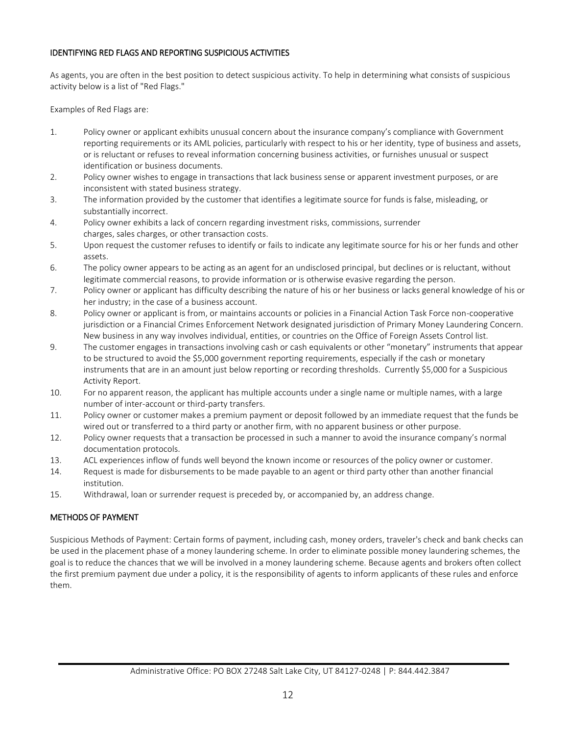## IDENTIFYING RED FLAGS AND REPORTING SUSPICIOUS ACTIVITIES

As agents, you are often in the best position to detect suspicious activity. To help in determining what consists of suspicious activity below is a list of "Red Flags."

Examples of Red Flags are:

1. Policy owner or applicant exhibits unusual concern about the insurance company's compliance with Government reporting requirements or its AML policies, particularly with respect to his or her identity, type of business and assets, or is reluctant or refuses to reveal information concerning business activities, or furnishes unusual or suspect identification or business documents.
2. Policy owner wishes to engage in transactions that lack business sense or apparent investment purposes, or are inconsistent with stated business strategy.
3. The information provided by the customer that identifies a legitimate source for funds is false, misleading, or substantially incorrect.
4. Policy owner exhibits a lack of concern regarding investment risks, commissions, surrender charges, sales charges, or other transaction costs.
5. Upon request the customer refuses to identify or fails to indicate any legitimate source for his or her funds and other assets.
6. The policy owner appears to be acting as an agent for an undisclosed principal, but declines or is reluctant, without legitimate commercial reasons, to provide information or is otherwise evasive regarding the person.
7. Policy owner or applicant has difficulty describing the nature of his or her business or lacks general knowledge of his or her industry; in the case of a business account.
8. Policy owner or applicant is from, or maintains accounts or policies in a Financial Action Task Force non-cooperative jurisdiction or a Financial Crimes Enforcement Network designated jurisdiction of Primary Money Laundering Concern. New business in any way involves individual, entities, or countries on the Office of Foreign Assets Control list.
9. The customer engages in transactions involving cash or cash equivalents or other "monetary" instruments that appear to be structured to avoid the $5,000 government reporting requirements, especially if the cash or monetary instruments that are in an amount just below reporting or recording thresholds. Currently $5,000 for a Suspicious Activity Report.
10. For no apparent reason, the applicant has multiple accounts under a single name or multiple names, with a large number of inter-account or third-party transfers.
11. Policy owner or customer makes a premium payment or deposit followed by an immediate request that the funds be wired out or transferred to a third party or another firm, with no apparent business or other purpose.
12. Policy owner requests that a transaction be processed in such a manner to avoid the insurance company's normal documentation protocols.
13. ACL experiences inflow of funds well beyond the known income or resources of the policy owner or customer.
14. Request is made for disbursements to be made payable to an agent or third party other than another financial institution.
15. Withdrawal, loan or surrender request is preceded by, or accompanied by, an address change.

## METHODS OF PAYMENT

Suspicious Methods of Payment: Certain forms of payment, including cash, money orders, traveler's check and bank checks can be used in the placement phase of a money laundering scheme. In order to eliminate possible money laundering schemes, the goal is to reduce the chances that we will be involved in a money laundering scheme. Because agents and brokers often collect the first premium payment due under a policy, it is the responsibility of agents to inform applicants of these rules and enforce them.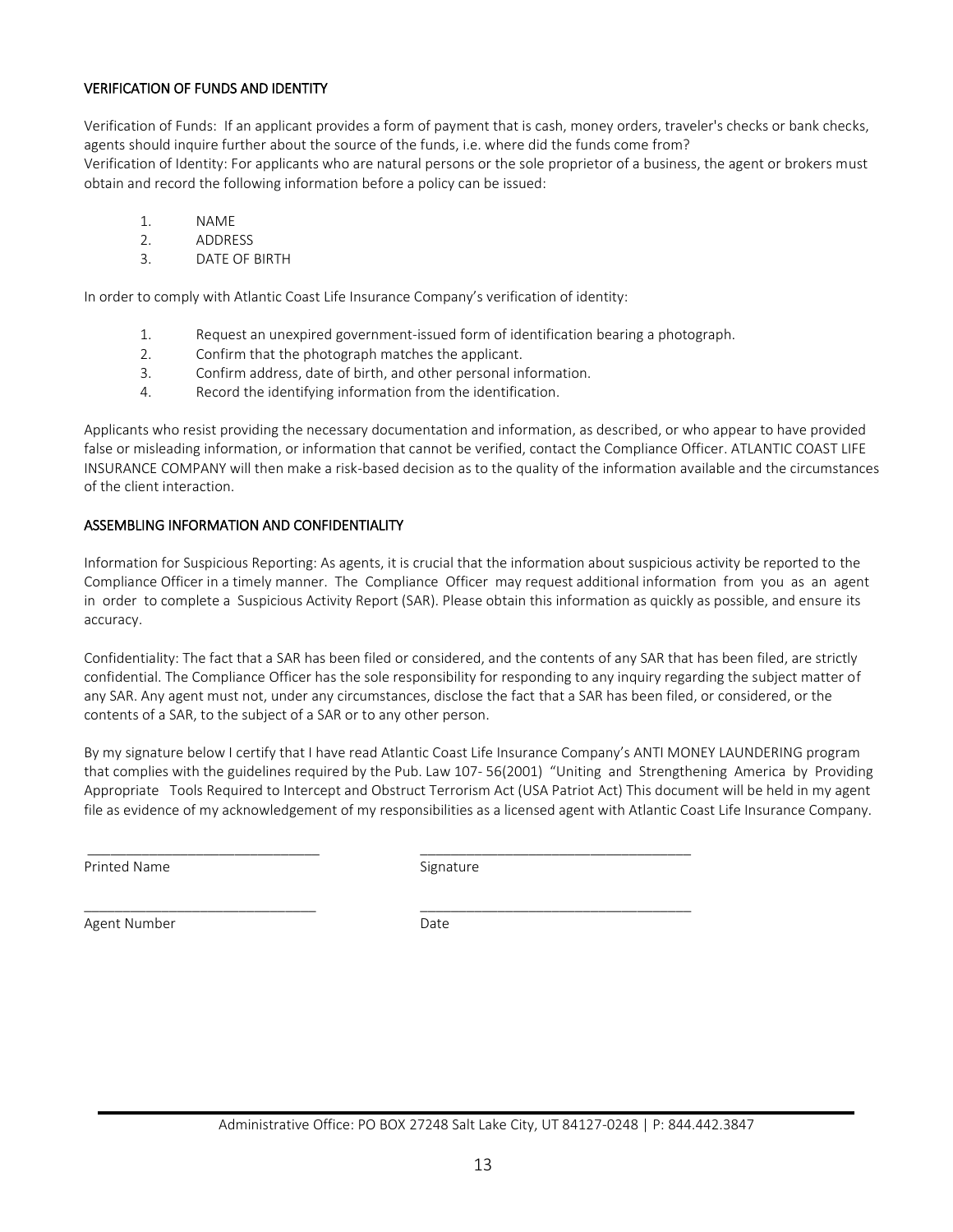## VERIFICATION OF FUNDS AND IDENTITY

Verification of Funds: If an applicant provides a form of payment that is cash, money orders, traveler's checks or bank checks, agents should inquire further about the source of the funds, i.e. where did the funds come from?
Verification of Identity: For applicants who are natural persons or the sole proprietor of a business, the agent or brokers must obtain and record the following information before a policy can be issued:

1. NAME
2. ADDRESS
3. DATE OF BIRTH

In order to comply with Atlantic Coast Life Insurance Company's verification of identity:

1. Request an unexpired government-issued form of identification bearing a photograph.
2. Confirm that the photograph matches the applicant.
3. Confirm address, date of birth, and other personal information.
4. Record the identifying information from the identification.

Applicants who resist providing the necessary documentation and information, as described, or who appear to have provided false or misleading information, or information that cannot be verified, contact the Compliance Officer. ATLANTIC COAST LIFE INSURANCE COMPANY will then make a risk-based decision as to the quality of the information available and the circumstances of the client interaction.

## ASSEMBLING INFORMATION AND CONFIDENTIALITY

Information for Suspicious Reporting: As agents, it is crucial that the information about suspicious activity be reported to the Compliance Officer in a timely manner. The Compliance Officer may request additional information from you as an agent in order to complete a Suspicious Activity Report (SAR). Please obtain this information as quickly as possible, and ensure its accuracy.

Confidentiality: The fact that a SAR has been filed or considered, and the contents of any SAR that has been filed, are strictly confidential. The Compliance Officer has the sole responsibility for responding to any inquiry regarding the subject matter of any SAR. Any agent must not, under any circumstances, disclose the fact that a SAR has been filed, or considered, or the contents of a SAR, to the subject of a SAR or to any other person.

By my signature below I certify that I have read Atlantic Coast Life Insurance Company's ANTI MONEY LAUNDERING program that complies with the guidelines required by the Pub. Law 107- 56(2001) "Uniting and Strengthening America by Providing Appropriate Tools Required to Intercept and Obstruct Terrorism Act (USA Patriot Act) This document will be held in my agent file as evidence of my acknowledgement of my responsibilities as a licensed agent with Atlantic Coast Life Insurance Company.

______________________________ ______________________________
Printed Name Signature

______________________________ ______________________________
Agent Number Date

Administrative Office: PO BOX 27248 Salt Lake City, UT 84127-0248 | P: 844.442.3847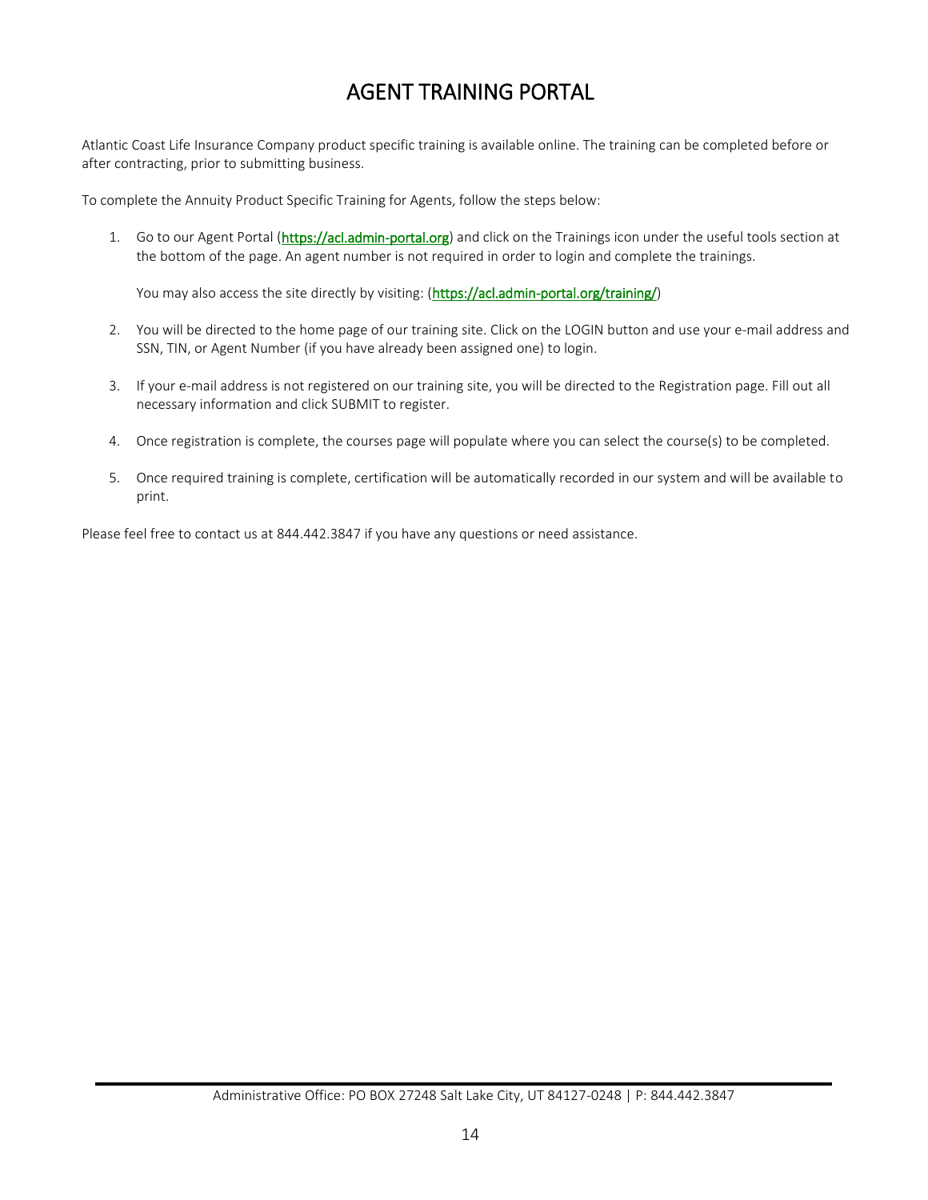# AGENT TRAINING PORTAL

Atlantic Coast Life Insurance Company product specific training is available online. The training can be completed before or after contracting, prior to submitting business.

To complete the Annuity Product Specific Training for Agents, follow the steps below:

1. Go to our Agent Portal (https://acl.admin-portal.org) and click on the Trainings icon under the useful tools section at the bottom of the page. An agent number is not required in order to login and complete the trainings.

   You may also access the site directly by visiting: (https://acl.admin-portal.org/training/)

2. You will be directed to the home page of our training site. Click on the LOGIN button and use your e-mail address and SSN, TIN, or Agent Number (if you have already been assigned one) to login.

3. If your e-mail address is not registered on our training site, you will be directed to the Registration page. Fill out all necessary information and click SUBMIT to register.

4. Once registration is complete, the courses page will populate where you can select the course(s) to be completed.

5. Once required training is complete, certification will be automatically recorded in our system and will be available to print.

Please feel free to contact us at 844.442.3847 if you have any questions or need assistance.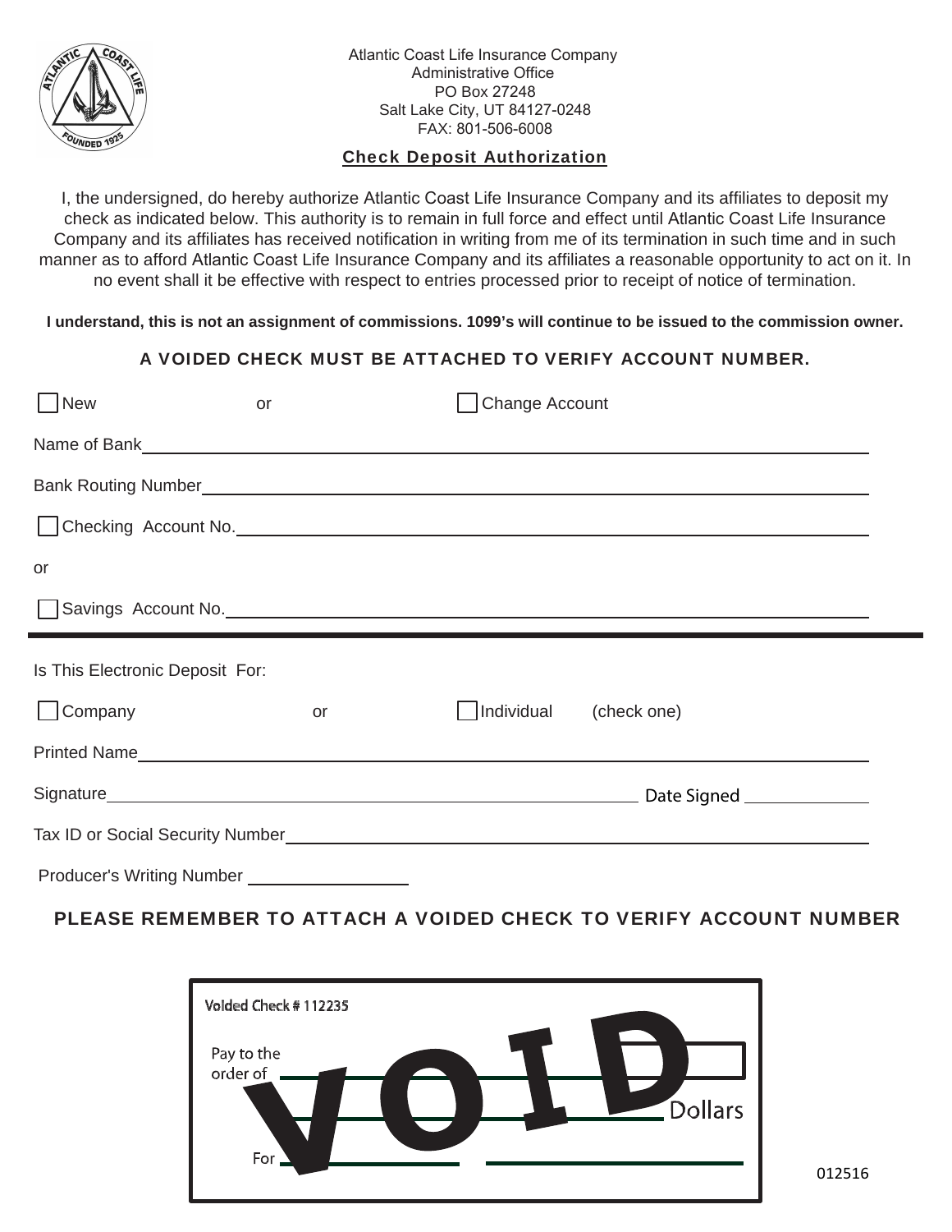Atlantic Coast Life Insurance Company
Administrative Office
PO Box 27248
Salt Lake City, UT 84127-0248
FAX: 801-506-6008

## Check Deposit Authorization

I, the undersigned, do hereby authorize Atlantic Coast Life Insurance Company and its affiliates to deposit my check as indicated below. This authority is to remain in full force and effect until Atlantic Coast Life Insurance Company and its affiliates has received notification in writing from me of its termination in such time and in such manner as to afford Atlantic Coast Life Insurance Company and its affiliates a reasonable opportunity to act on it. In no event shall it be effective with respect to entries processed prior to receipt of notice of termination.

**I understand, this is not an assignment of commissions. 1099's will continue to be issued to the commission owner.**

**A VOIDED CHECK MUST BE ATTACHED TO VERIFY ACCOUNT NUMBER.**

☐ New or ☐ Change Account

Name of Bank ______________________________

Bank Routing Number ______________________________

☐ Checking Account No. ______________________________

or

☐ Savings Account No. ______________________________

---

Is This Electronic Deposit For:

☐ Company or ☐ Individual (check one)

Printed Name ______________________________

Signature ______________________________ Date Signed ______________

Tax ID or Social Security Number ______________________________

Producer's Writing Number ______________

**PLEASE REMEMBER TO ATTACH A VOIDED CHECK TO VERIFY ACCOUNT NUMBER**

Voided Check # 112235

Pay to the order of ______________________________

______________________________ Dollars

For ______________ ______________

VOID

012516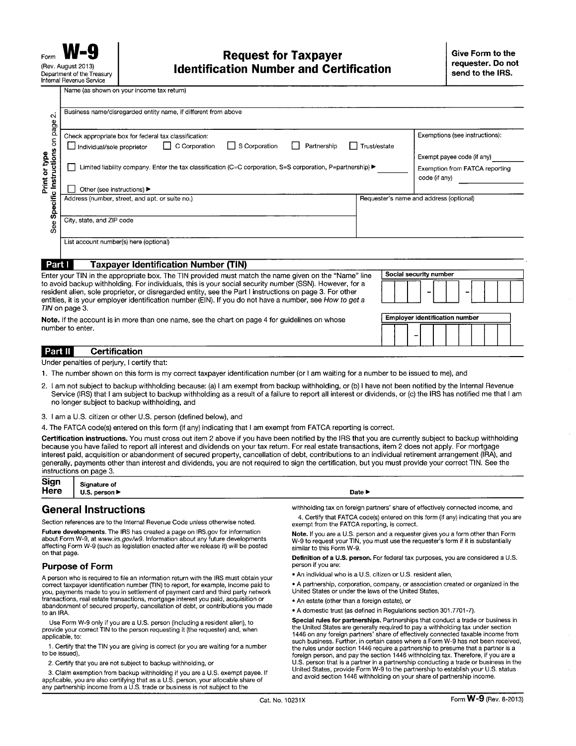Form **W-9**
(Rev. August 2013)
Department of the Treasury
Internal Revenue Service

# Request for Taxpayer Identification Number and Certification

**Give Form to the requester. Do not send to the IRS.**

Print or type
See Specific Instructions on page 2.

Name (as shown on your income tax return)

Business name/disregarded entity name, if different from above

Check appropriate box for federal tax classification:
☐ Individual/sole proprietor ☐ C Corporation ☐ S Corporation ☐ Partnership ☐ Trust/estate

☐ Limited liability company. Enter the tax classification (C=C corporation, S=S corporation, P=partnership) ▶

☐ Other (see instructions) ▶

Exemptions (see instructions):

Exempt payee code (if any)

Exemption from FATCA reporting code (if any)

Address (number, street, and apt. or suite no.)

Requester's name and address (optional)

City, state, and ZIP code

List account number(s) here (optional)

## Part I Taxpayer Identification Number (TIN)

Enter your TIN in the appropriate box. The TIN provided must match the name given on the "Name" line to avoid backup withholding. For individuals, this is your social security number (SSN). However, for a resident alien, sole proprietor, or disregarded entity, see the Part I instructions on page 3. For other entities, it is your employer identification number (EIN). If you do not have a number, see *How to get a TIN* on page 3.

**Note.** If the account is in more than one name, see the chart on page 4 for guidelines on whose number to enter.

**Social security number**

☐☐☐ – ☐☐ – ☐☐☐☐

**Employer identification number**

☐☐ – ☐☐☐☐☐☐☐

## Part II Certification

Under penalties of perjury, I certify that:

1. The number shown on this form is my correct taxpayer identification number (or I am waiting for a number to be issued to me), and
2. I am not subject to backup withholding because: (a) I am exempt from backup withholding, or (b) I have not been notified by the Internal Revenue Service (IRS) that I am subject to backup withholding as a result of a failure to report all interest or dividends, or (c) the IRS has notified me that I am no longer subject to backup withholding, and
3. I am a U.S. citizen or other U.S. person (defined below), and
4. The FATCA code(s) entered on this form (if any) indicating that I am exempt from FATCA reporting is correct.

**Certification instructions.** You must cross out item 2 above if you have been notified by the IRS that you are currently subject to backup withholding because you have failed to report all interest and dividends on your tax return. For real estate transactions, item 2 does not apply. For mortgage interest paid, acquisition or abandonment of secured property, cancellation of debt, contributions to an individual retirement arrangement (IRA), and generally, payments other than interest and dividends, you are not required to sign the certification, but you must provide your correct TIN. See the instructions on page 3.

**Sign Here** **Signature of U.S. person ▶** **Date ▶**

## General Instructions

Section references are to the Internal Revenue Code unless otherwise noted.

**Future developments.** The IRS has created a page on IRS.gov for information about Form W-9, at *www.irs.gov/w9*. Information about any future developments affecting Form W-9 (such as legislation enacted after we release it) will be posted on that page.

### Purpose of Form

A person who is required to file an information return with the IRS must obtain your correct taxpayer identification number (TIN) to report, for example, income paid to you, payments made to you in settlement of payment card and third party network transactions, real estate transactions, mortgage interest you paid, acquisition or abandonment of secured property, cancellation of debt, or contributions you made to an IRA.

Use Form W-9 only if you are a U.S. person (including a resident alien), to provide your correct TIN to the person requesting it (the requester) and, when applicable, to:

1. Certify that the TIN you are giving is correct (or you are waiting for a number to be issued),

2. Certify that you are not subject to backup withholding, or

3. Claim exemption from backup withholding if you are a U.S. exempt payee. If applicable, you are also certifying that as a U.S. person, your allocable share of any partnership income from a U.S. trade or business is not subject to the withholding tax on foreign partners' share of effectively connected income, and

4. Certify that FATCA code(s) entered on this form (if any) indicating that you are exempt from the FATCA reporting, is correct.

**Note.** If you are a U.S. person and a requester gives you a form other than Form W-9 to request your TIN, you must use the requester's form if it is substantially similar to this Form W-9.

**Definition of a U.S. person.** For federal tax purposes, you are considered a U.S. person if you are:

- An individual who is a U.S. citizen or U.S. resident alien,
- A partnership, corporation, company, or association created or organized in the United States or under the laws of the United States,
- An estate (other than a foreign estate), or
- A domestic trust (as defined in Regulations section 301.7701-7).

**Special rules for partnerships.** Partnerships that conduct a trade or business in the United States are generally required to pay a withholding tax under section 1446 on any foreign partners' share of effectively connected taxable income from such business. Further, in certain cases where a Form W-9 has not been received, the rules under section 1446 require a partnership to presume that a partner is a foreign person, and pay the section 1446 withholding tax. Therefore, if you are a U.S. person that is a partner in a partnership conducting a trade or business in the United States, provide Form W-9 to the partnership to establish your U.S. status and avoid section 1446 withholding on your share of partnership income.

Cat. No. 10231X Form **W-9** (Rev. 8-2013)